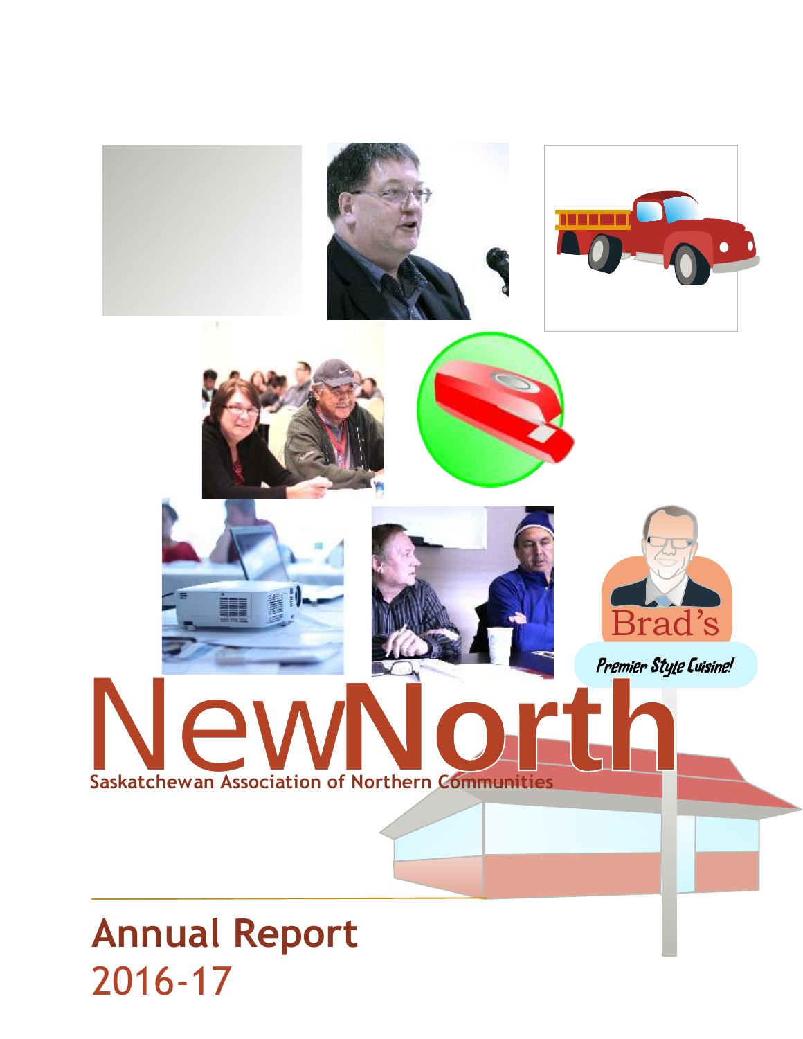Brad's

*Premier Style Cuisine!*

# NewNorth

Saskatchewan Association of Northern Communities

## Annual Report
2016-17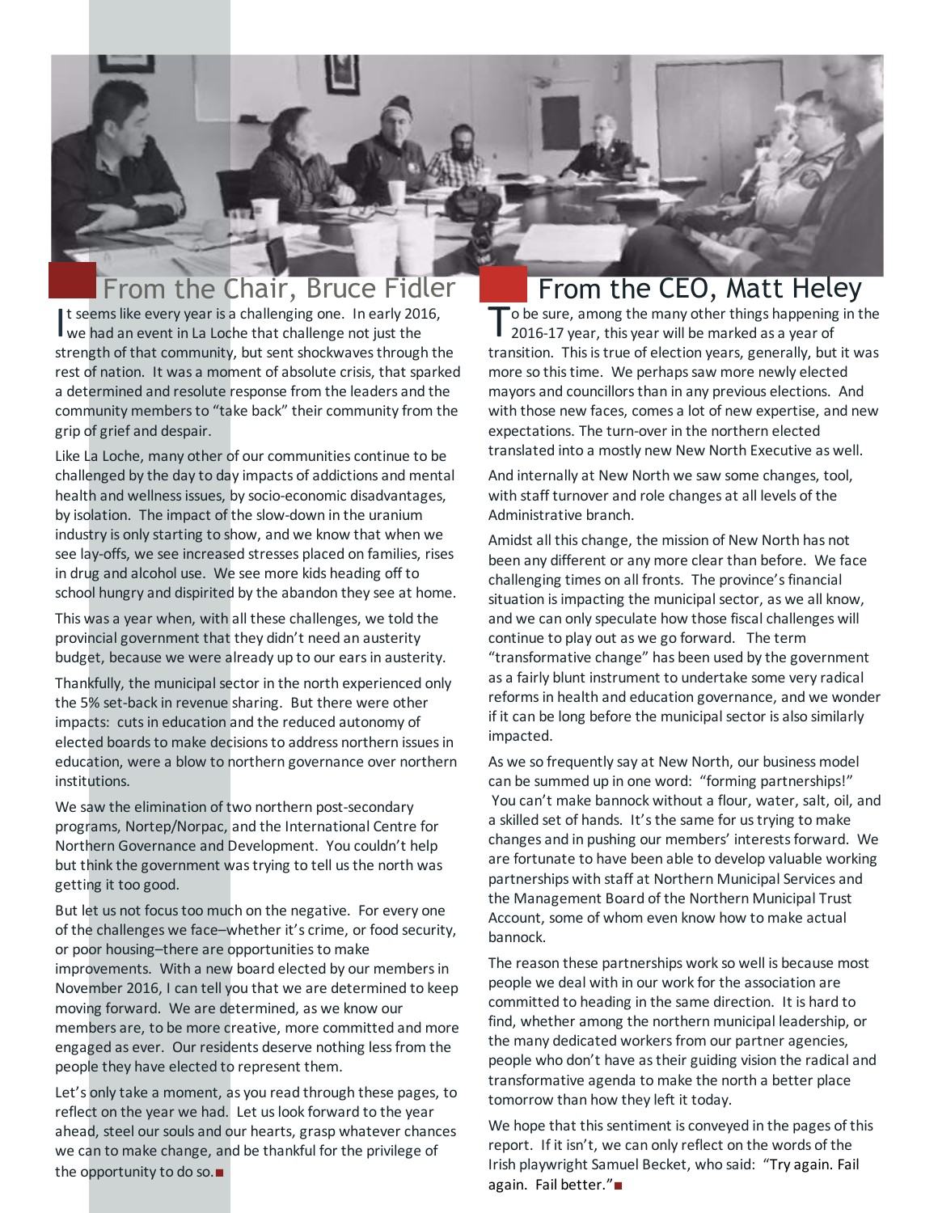## From the Chair, Bruce Fidler

It seems like every year is a challenging one. In early 2016, we had an event in La Loche that challenge not just the strength of that community, but sent shockwaves through the rest of nation. It was a moment of absolute crisis, that sparked a determined and resolute response from the leaders and the community members to "take back" their community from the grip of grief and despair.

Like La Loche, many other of our communities continue to be challenged by the day to day impacts of addictions and mental health and wellness issues, by socio-economic disadvantages, by isolation. The impact of the slow-down in the uranium industry is only starting to show, and we know that when we see lay-offs, we see increased stresses placed on families, rises in drug and alcohol use. We see more kids heading off to school hungry and dispirited by the abandon they see at home.

This was a year when, with all these challenges, we told the provincial government that they didn't need an austerity budget, because we were already up to our ears in austerity.

Thankfully, the municipal sector in the north experienced only the 5% set-back in revenue sharing. But there were other impacts: cuts in education and the reduced autonomy of elected boards to make decisions to address northern issues in education, were a blow to northern governance over northern institutions.

We saw the elimination of two northern post-secondary programs, Nortep/Norpac, and the International Centre for Northern Governance and Development. You couldn't help but think the government was trying to tell us the north was getting it too good.

But let us not focus too much on the negative. For every one of the challenges we face–whether it's crime, or food security, or poor housing–there are opportunities to make improvements. With a new board elected by our members in November 2016, I can tell you that we are determined to keep moving forward. We are determined, as we know our members are, to be more creative, more committed and more engaged as ever. Our residents deserve nothing less from the people they have elected to represent them.

Let's only take a moment, as you read through these pages, to reflect on the year we had. Let us look forward to the year ahead, steel our souls and our hearts, grasp whatever chances we can to make change, and be thankful for the privilege of the opportunity to do so.■

## From the CEO, Matt Heley

To be sure, among the many other things happening in the 2016-17 year, this year will be marked as a year of transition. This is true of election years, generally, but it was more so this time. We perhaps saw more newly elected mayors and councillors than in any previous elections. And with those new faces, comes a lot of new expertise, and new expectations. The turn-over in the northern elected translated into a mostly new New North Executive as well.

And internally at New North we saw some changes, tool, with staff turnover and role changes at all levels of the Administrative branch.

Amidst all this change, the mission of New North has not been any different or any more clear than before. We face challenging times on all fronts. The province's financial situation is impacting the municipal sector, as we all know, and we can only speculate how those fiscal challenges will continue to play out as we go forward. The term "transformative change" has been used by the government as a fairly blunt instrument to undertake some very radical reforms in health and education governance, and we wonder if it can be long before the municipal sector is also similarly impacted.

As we so frequently say at New North, our business model can be summed up in one word: "forming partnerships!" You can't make bannock without a flour, water, salt, oil, and a skilled set of hands. It's the same for us trying to make changes and in pushing our members' interests forward. We are fortunate to have been able to develop valuable working partnerships with staff at Northern Municipal Services and the Management Board of the Northern Municipal Trust Account, some of whom even know how to make actual bannock.

The reason these partnerships work so well is because most people we deal with in our work for the association are committed to heading in the same direction. It is hard to find, whether among the northern municipal leadership, or the many dedicated workers from our partner agencies, people who don't have as their guiding vision the radical and transformative agenda to make the north a better place tomorrow than how they left it today.

We hope that this sentiment is conveyed in the pages of this report. If it isn't, we can only reflect on the words of the Irish playwright Samuel Becket, who said: "Try again. Fail again. Fail better."■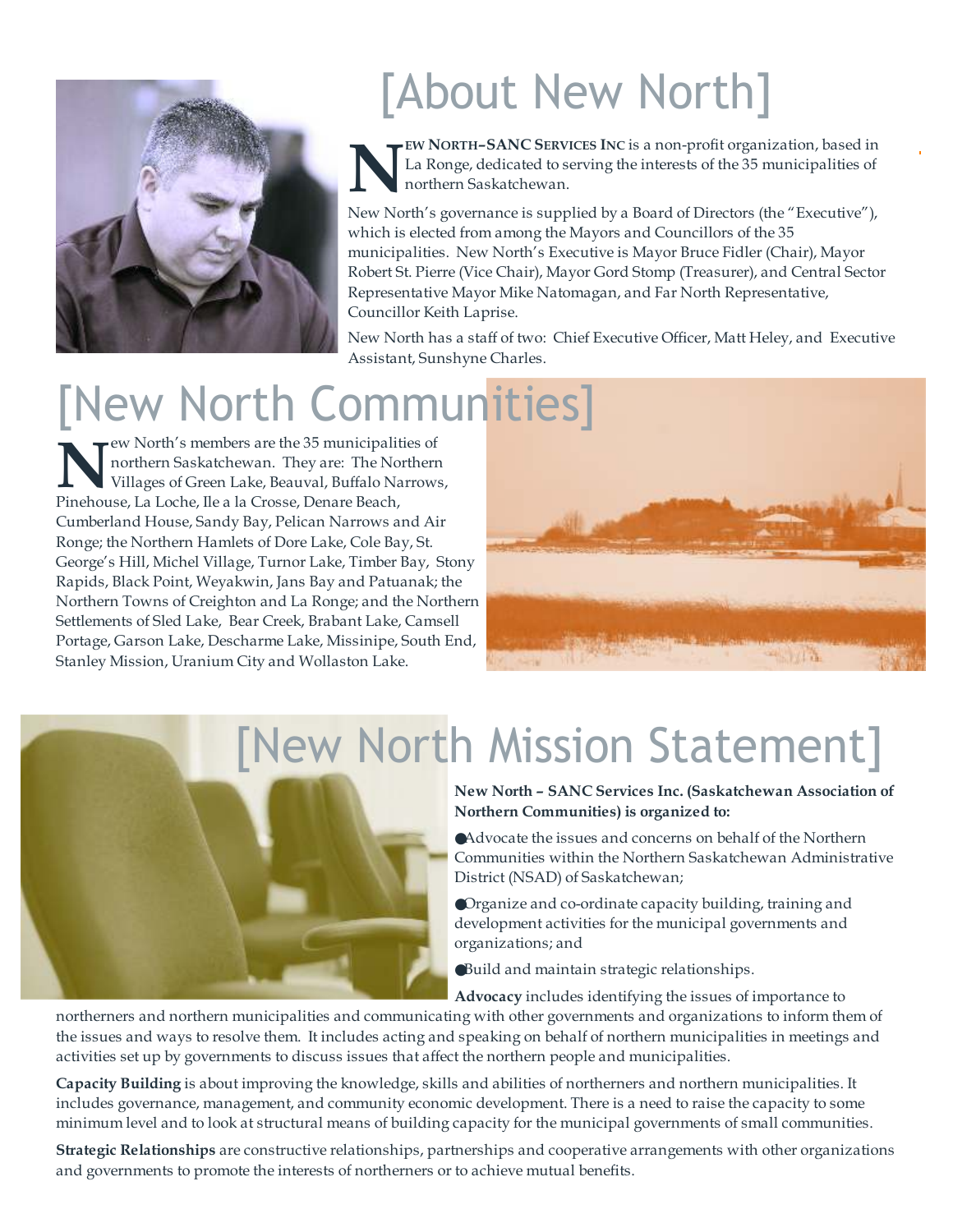# [About New North]

**NEW NORTH–SANC SERVICES INC** is a non-profit organization, based in La Ronge, dedicated to serving the interests of the 35 municipalities of northern Saskatchewan.

New North's governance is supplied by a Board of Directors (the "Executive"), which is elected from among the Mayors and Councillors of the 35 municipalities. New North's Executive is Mayor Bruce Fidler (Chair), Mayor Robert St. Pierre (Vice Chair), Mayor Gord Stomp (Treasurer), and Central Sector Representative Mayor Mike Natomagan, and Far North Representative, Councillor Keith Laprise.

New North has a staff of two: Chief Executive Officer, Matt Heley, and Executive Assistant, Sunshyne Charles.

# [New North Communities]

New North's members are the 35 municipalities of northern Saskatchewan. They are: The Northern Villages of Green Lake, Beauval, Buffalo Narrows, Pinehouse, La Loche, Ile a la Crosse, Denare Beach, Cumberland House, Sandy Bay, Pelican Narrows and Air Ronge; the Northern Hamlets of Dore Lake, Cole Bay, St. George's Hill, Michel Village, Turnor Lake, Timber Bay, Stony Rapids, Black Point, Weyakwin, Jans Bay and Patuanak; the Northern Towns of Creighton and La Ronge; and the Northern Settlements of Sled Lake, Bear Creek, Brabant Lake, Camsell Portage, Garson Lake, Descharme Lake, Missinipe, South End, Stanley Mission, Uranium City and Wollaston Lake.

# [New North Mission Statement]

**New North – SANC Services Inc. (Saskatchewan Association of Northern Communities) is organized to:**

- Advocate the issues and concerns on behalf of the Northern Communities within the Northern Saskatchewan Administrative District (NSAD) of Saskatchewan;
- Organize and co-ordinate capacity building, training and development activities for the municipal governments and organizations; and
- Build and maintain strategic relationships.

**Advocacy** includes identifying the issues of importance to northerners and northern municipalities and communicating with other governments and organizations to inform them of the issues and ways to resolve them. It includes acting and speaking on behalf of northern municipalities in meetings and activities set up by governments to discuss issues that affect the northern people and municipalities.

**Capacity Building** is about improving the knowledge, skills and abilities of northerners and northern municipalities. It includes governance, management, and community economic development. There is a need to raise the capacity to some minimum level and to look at structural means of building capacity for the municipal governments of small communities.

**Strategic Relationships** are constructive relationships, partnerships and cooperative arrangements with other organizations and governments to promote the interests of northerners or to achieve mutual benefits.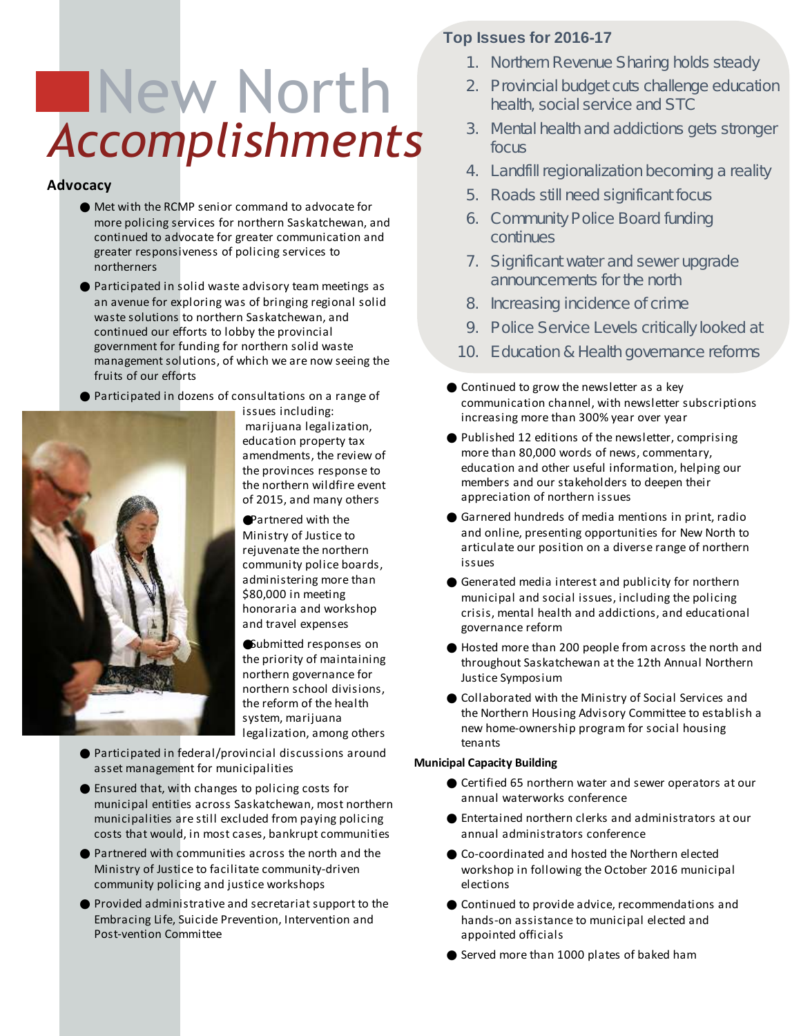# New North *Accomplishments*

## Advocacy

- Met with the RCMP senior command to advocate for more policing services for northern Saskatchewan, and continued to advocate for greater communication and greater responsiveness of policing services to northerners
- Participated in solid waste advisory team meetings as an avenue for exploring was of bringing regional solid waste solutions to northern Saskatchewan, and continued our efforts to lobby the provincial government for funding for northern solid waste management solutions, of which we are now seeing the fruits of our efforts
- Participated in dozens of consultations on a range of issues including: marijuana legalization, education property tax amendments, the review of the provinces response to the northern wildfire event of 2015, and many others
- Partnered with the Ministry of Justice to rejuvenate the northern community police boards, administering more than $80,000 in meeting honoraria and workshop and travel expenses
- Submitted responses on the priority of maintaining northern governance for northern school divisions, the reform of the health system, marijuana legalization, among others
- Participated in federal/provincial discussions around asset management for municipalities
- Ensured that, with changes to policing costs for municipal entities across Saskatchewan, most northern municipalities are still excluded from paying policing costs that would, in most cases, bankrupt communities
- Partnered with communities across the north and the Ministry of Justice to facilitate community-driven community policing and justice workshops
- Provided administrative and secretariat support to the Embracing Life, Suicide Prevention, Intervention and Post-vention Committee

### Top Issues for 2016-17

1. Northern Revenue Sharing holds steady
2. Provincial budget cuts challenge education health, social service and STC
3. Mental health and addictions gets stronger focus
4. Landfill regionalization becoming a reality
5. Roads still need significant focus
6. Community Police Board funding continues
7. Significant water and sewer upgrade announcements for the north
8. Increasing incidence of crime
9. Police Service Levels critically looked at
10. Education & Health governance reforms

- Continued to grow the newsletter as a key communication channel, with newsletter subscriptions increasing more than 300% year over year
- Published 12 editions of the newsletter, comprising more than 80,000 words of news, commentary, education and other useful information, helping our members and our stakeholders to deepen their appreciation of northern issues
- Garnered hundreds of media mentions in print, radio and online, presenting opportunities for New North to articulate our position on a diverse range of northern issues
- Generated media interest and publicity for northern municipal and social issues, including the policing crisis, mental health and addictions, and educational governance reform
- Hosted more than 200 people from across the north and throughout Saskatchewan at the 12th Annual Northern Justice Symposium
- Collaborated with the Ministry of Social Services and the Northern Housing Advisory Committee to establish a new home-ownership program for social housing tenants

**Municipal Capacity Building**

- Certified 65 northern water and sewer operators at our annual waterworks conference
- Entertained northern clerks and administrators at our annual administrators conference
- Co-coordinated and hosted the Northern elected workshop in following the October 2016 municipal elections
- Continued to provide advice, recommendations and hands-on assistance to municipal elected and appointed officials
- Served more than 1000 plates of baked ham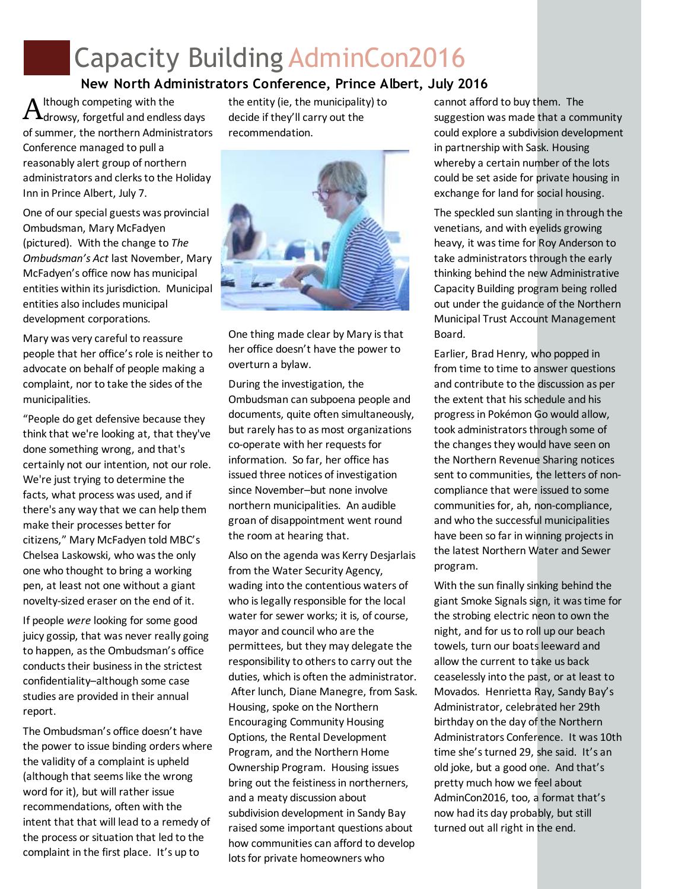# Capacity Building AdminCon2016

### New North Administrators Conference, Prince Albert, July 2016

Although competing with the drowsy, forgetful and endless days of summer, the northern Administrators Conference managed to pull a reasonably alert group of northern administrators and clerks to the Holiday Inn in Prince Albert, July 7.

One of our special guests was provincial Ombudsman, Mary McFadyen (pictured). With the change to *The Ombudsman's Act* last November, Mary McFadyen's office now has municipal entities within its jurisdiction. Municipal entities also includes municipal development corporations.

Mary was very careful to reassure people that her office's role is neither to advocate on behalf of people making a complaint, nor to take the sides of the municipalities.

"People do get defensive because they think that we're looking at, that they've done something wrong, and that's certainly not our intention, not our role. We're just trying to determine the facts, what process was used, and if there's any way that we can help them make their processes better for citizens," Mary McFadyen told MBC's Chelsea Laskowski, who was the only one who thought to bring a working pen, at least not one without a giant novelty-sized eraser on the end of it.

If people *were* looking for some good juicy gossip, that was never really going to happen, as the Ombudsman's office conducts their business in the strictest confidentiality–although some case studies are provided in their annual report.

The Ombudsman's office doesn't have the power to issue binding orders where the validity of a complaint is upheld (although that seems like the wrong word for it), but will rather issue recommendations, often with the intent that that will lead to a remedy of the process or situation that led to the complaint in the first place. It's up to the entity (ie, the municipality) to decide if they'll carry out the recommendation.

One thing made clear by Mary is that her office doesn't have the power to overturn a bylaw.

During the investigation, the Ombudsman can subpoena people and documents, quite often simultaneously, but rarely has to as most organizations co-operate with her requests for information. So far, her office has issued three notices of investigation since November–but none involve northern municipalities. An audible groan of disappointment went round the room at hearing that.

Also on the agenda was Kerry Desjarlais from the Water Security Agency, wading into the contentious waters of who is legally responsible for the local water for sewer works; it is, of course, mayor and council who are the permittees, but they may delegate the responsibility to others to carry out the duties, which is often the administrator. After lunch, Diane Manegre, from Sask. Housing, spoke on the Northern Encouraging Community Housing Options, the Rental Development Program, and the Northern Home Ownership Program. Housing issues bring out the feistiness in northerners, and a meaty discussion about subdivision development in Sandy Bay raised some important questions about how communities can afford to develop lots for private homeowners who cannot afford to buy them. The suggestion was made that a community could explore a subdivision development in partnership with Sask. Housing whereby a certain number of the lots could be set aside for private housing in exchange for land for social housing.

The speckled sun slanting in through the venetians, and with eyelids growing heavy, it was time for Roy Anderson to take administrators through the early thinking behind the new Administrative Capacity Building program being rolled out under the guidance of the Northern Municipal Trust Account Management Board.

Earlier, Brad Henry, who popped in from time to time to answer questions and contribute to the discussion as per the extent that his schedule and his progress in Pokémon Go would allow, took administrators through some of the changes they would have seen on the Northern Revenue Sharing notices sent to communities, the letters of non-compliance that were issued to some communities for, ah, non-compliance, and who the successful municipalities have been so far in winning projects in the latest Northern Water and Sewer program.

With the sun finally sinking behind the giant Smoke Signals sign, it was time for the strobing electric neon to own the night, and for us to roll up our beach towels, turn our boats leeward and allow the current to take us back ceaselessly into the past, or at least to Movados. Henrietta Ray, Sandy Bay's Administrator, celebrated her 29th birthday on the day of the Northern Administrators Conference. It was 10th time she's turned 29, she said. It's an old joke, but a good one. And that's pretty much how we feel about AdminCon2016, too, a format that's now had its day probably, but still turned out all right in the end.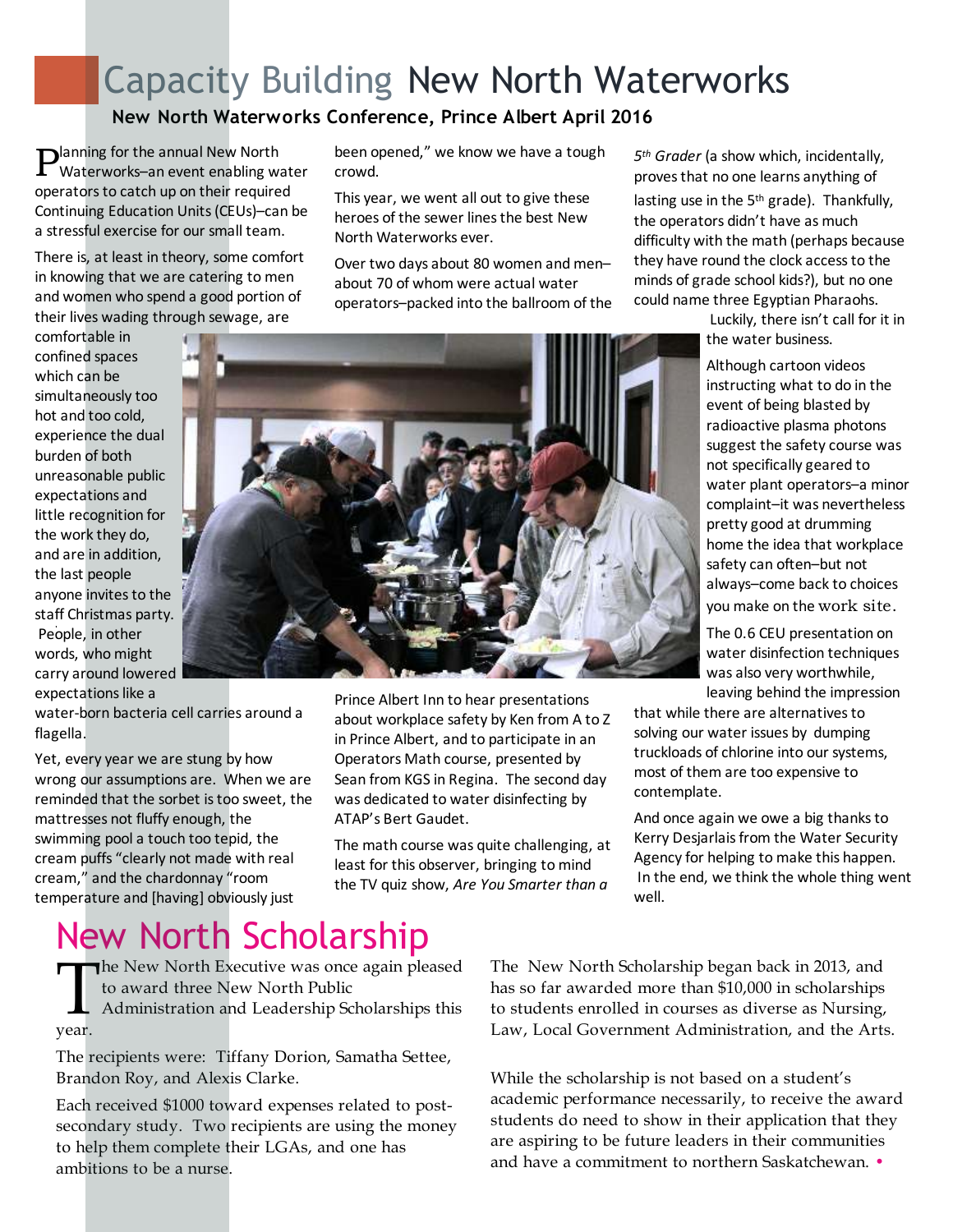# Capacity Building New North Waterworks

**New North Waterworks Conference, Prince Albert April 2016**

Planning for the annual New North Waterworks–an event enabling water operators to catch up on their required Continuing Education Units (CEUs)–can be a stressful exercise for our small team.

There is, at least in theory, some comfort in knowing that we are catering to men and women who spend a good portion of their lives wading through sewage, are comfortable in confined spaces which can be simultaneously too hot and too cold, experience the dual burden of both unreasonable public expectations and little recognition for the work they do, and are in addition, the last people anyone invites to the staff Christmas party. People, in other words, who might carry around lowered expectations like a water-born bacteria cell carries around a flagella.

Yet, every year we are stung by how wrong our assumptions are. When we are reminded that the sorbet is too sweet, the mattresses not fluffy enough, the swimming pool a touch too tepid, the cream puffs "clearly not made with real cream," and the chardonnay "room temperature and [having] obviously just been opened," we know we have a tough crowd.

This year, we went all out to give these heroes of the sewer lines the best New North Waterworks ever.

Over two days about 80 women and men–about 70 of whom were actual water operators–packed into the ballroom of the Prince Albert Inn to hear presentations about workplace safety by Ken from A to Z in Prince Albert, and to participate in an Operators Math course, presented by Sean from KGS in Regina. The second day was dedicated to water disinfecting by ATAP's Bert Gaudet.

The math course was quite challenging, at least for this observer, bringing to mind the TV quiz show, *Are You Smarter than a 5th Grader* (a show which, incidentally, proves that no one learns anything of lasting use in the 5th grade). Thankfully, the operators didn't have as much difficulty with the math (perhaps because they have round the clock access to the minds of grade school kids?), but no one could name three Egyptian Pharaohs. Luckily, there isn't call for it in the water business.

Although cartoon videos instructing what to do in the event of being blasted by radioactive plasma photons suggest the safety course was not specifically geared to water plant operators–a minor complaint–it was nevertheless pretty good at drumming home the idea that workplace safety can often–but not always–come back to choices you make on the work site.

The 0.6 CEU presentation on water disinfection techniques was also very worthwhile, leaving behind the impression that while there are alternatives to solving our water issues by dumping truckloads of chlorine into our systems, most of them are too expensive to contemplate.

And once again we owe a big thanks to Kerry Desjarlais from the Water Security Agency for helping to make this happen. In the end, we think the whole thing went well.

# New North Scholarship

The New North Executive was once again pleased to award three New North Public Administration and Leadership Scholarships this year.

The recipients were: Tiffany Dorion, Samatha Settee, Brandon Roy, and Alexis Clarke.

Each received $1000 toward expenses related to post-secondary study. Two recipients are using the money to help them complete their LGAs, and one has ambitions to be a nurse.

The New North Scholarship began back in 2013, and has so far awarded more than $10,000 in scholarships to students enrolled in courses as diverse as Nursing, Law, Local Government Administration, and the Arts.

While the scholarship is not based on a student's academic performance necessarily, to receive the award students do need to show in their application that they are aspiring to be future leaders in their communities and have a commitment to northern Saskatchewan. •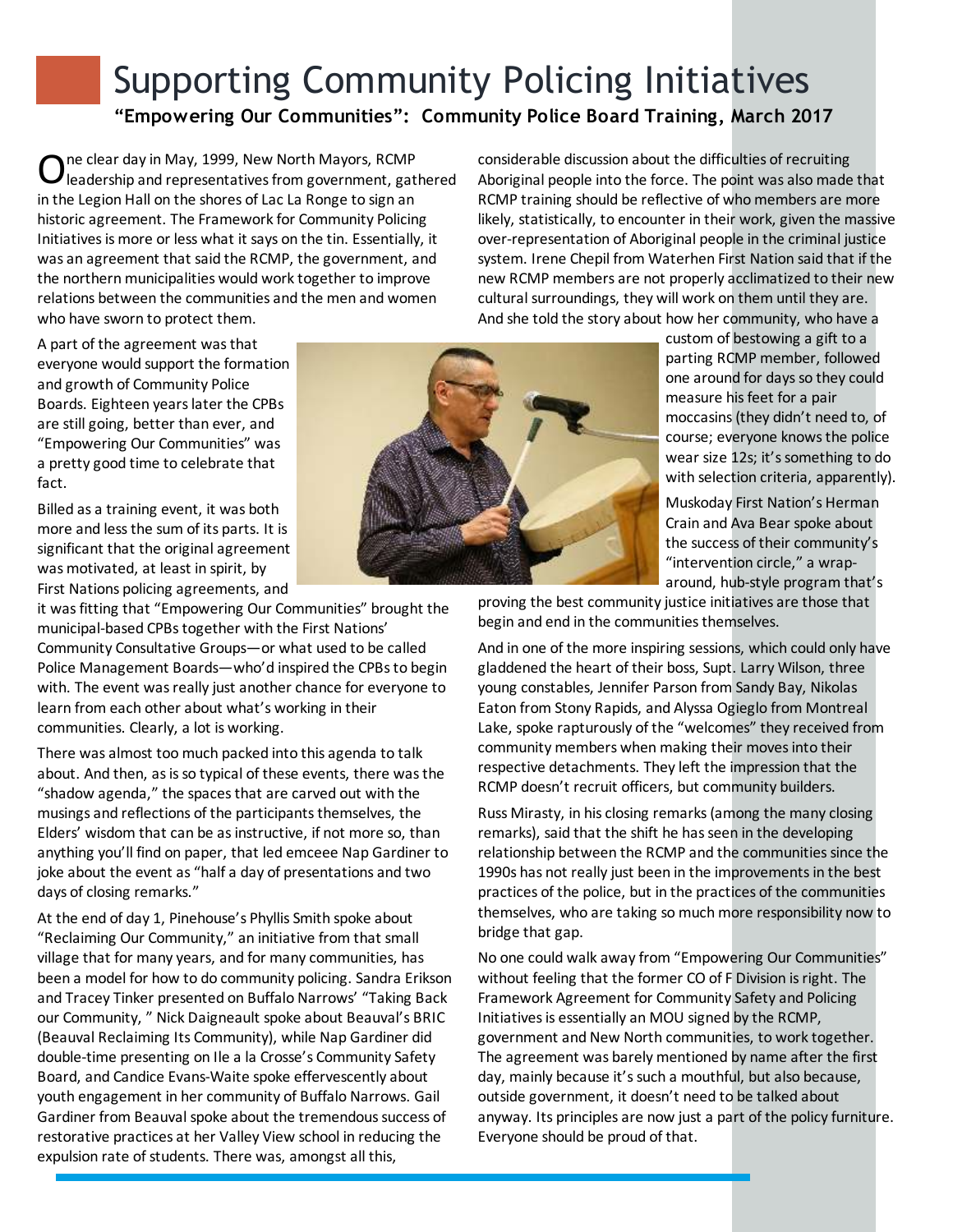# Supporting Community Policing Initiatives

**"Empowering Our Communities": Community Police Board Training, March 2017**

One clear day in May, 1999, New North Mayors, RCMP leadership and representatives from government, gathered in the Legion Hall on the shores of Lac La Ronge to sign an historic agreement. The Framework for Community Policing Initiatives is more or less what it says on the tin. Essentially, it was an agreement that said the RCMP, the government, and the northern municipalities would work together to improve relations between the communities and the men and women who have sworn to protect them.

A part of the agreement was that everyone would support the formation and growth of Community Police Boards. Eighteen years later the CPBs are still going, better than ever, and "Empowering Our Communities" was a pretty good time to celebrate that fact.

Billed as a training event, it was both more and less the sum of its parts. It is significant that the original agreement was motivated, at least in spirit, by First Nations policing agreements, and it was fitting that "Empowering Our Communities" brought the municipal-based CPBs together with the First Nations' Community Consultative Groups—or what used to be called Police Management Boards—who'd inspired the CPBs to begin with. The event was really just another chance for everyone to learn from each other about what's working in their communities. Clearly, a lot is working.

There was almost too much packed into this agenda to talk about. And then, as is so typical of these events, there was the "shadow agenda," the spaces that are carved out with the musings and reflections of the participants themselves, the Elders' wisdom that can be as instructive, if not more so, than anything you'll find on paper, that led emceee Nap Gardiner to joke about the event as "half a day of presentations and two days of closing remarks."

At the end of day 1, Pinehouse's Phyllis Smith spoke about "Reclaiming Our Community," an initiative from that small village that for many years, and for many communities, has been a model for how to do community policing. Sandra Erikson and Tracey Tinker presented on Buffalo Narrows' "Taking Back our Community, " Nick Daigneault spoke about Beauval's BRIC (Beauval Reclaiming Its Community), while Nap Gardiner did double-time presenting on Ile a la Crosse's Community Safety Board, and Candice Evans-Waite spoke effervescently about youth engagement in her community of Buffalo Narrows. Gail Gardiner from Beauval spoke about the tremendous success of restorative practices at her Valley View school in reducing the expulsion rate of students. There was, amongst all this, considerable discussion about the difficulties of recruiting Aboriginal people into the force. The point was also made that RCMP training should be reflective of who members are more likely, statistically, to encounter in their work, given the massive over-representation of Aboriginal people in the criminal justice system. Irene Chepil from Waterhen First Nation said that if the new RCMP members are not properly acclimatized to their new cultural surroundings, they will work on them until they are. And she told the story about how her community, who have a custom of bestowing a gift to a parting RCMP member, followed one around for days so they could measure his feet for a pair moccasins (they didn't need to, of course; everyone knows the police wear size 12s; it's something to do with selection criteria, apparently).

Muskoday First Nation's Herman Crain and Ava Bear spoke about the success of their community's "intervention circle," a wrap-around, hub-style program that's proving the best community justice initiatives are those that begin and end in the communities themselves.

And in one of the more inspiring sessions, which could only have gladdened the heart of their boss, Supt. Larry Wilson, three young constables, Jennifer Parson from Sandy Bay, Nikolas Eaton from Stony Rapids, and Alyssa Ogieglo from Montreal Lake, spoke rapturously of the "welcomes" they received from community members when making their moves into their respective detachments. They left the impression that the RCMP doesn't recruit officers, but community builders.

Russ Mirasty, in his closing remarks (among the many closing remarks), said that the shift he has seen in the developing relationship between the RCMP and the communities since the 1990s has not really just been in the improvements in the best practices of the police, but in the practices of the communities themselves, who are taking so much more responsibility now to bridge that gap.

No one could walk away from "Empowering Our Communities" without feeling that the former CO of F Division is right. The Framework Agreement for Community Safety and Policing Initiatives is essentially an MOU signed by the RCMP, government and New North communities, to work together. The agreement was barely mentioned by name after the first day, mainly because it's such a mouthful, but also because, outside government, it doesn't need to be talked about anyway. Its principles are now just a part of the policy furniture. Everyone should be proud of that.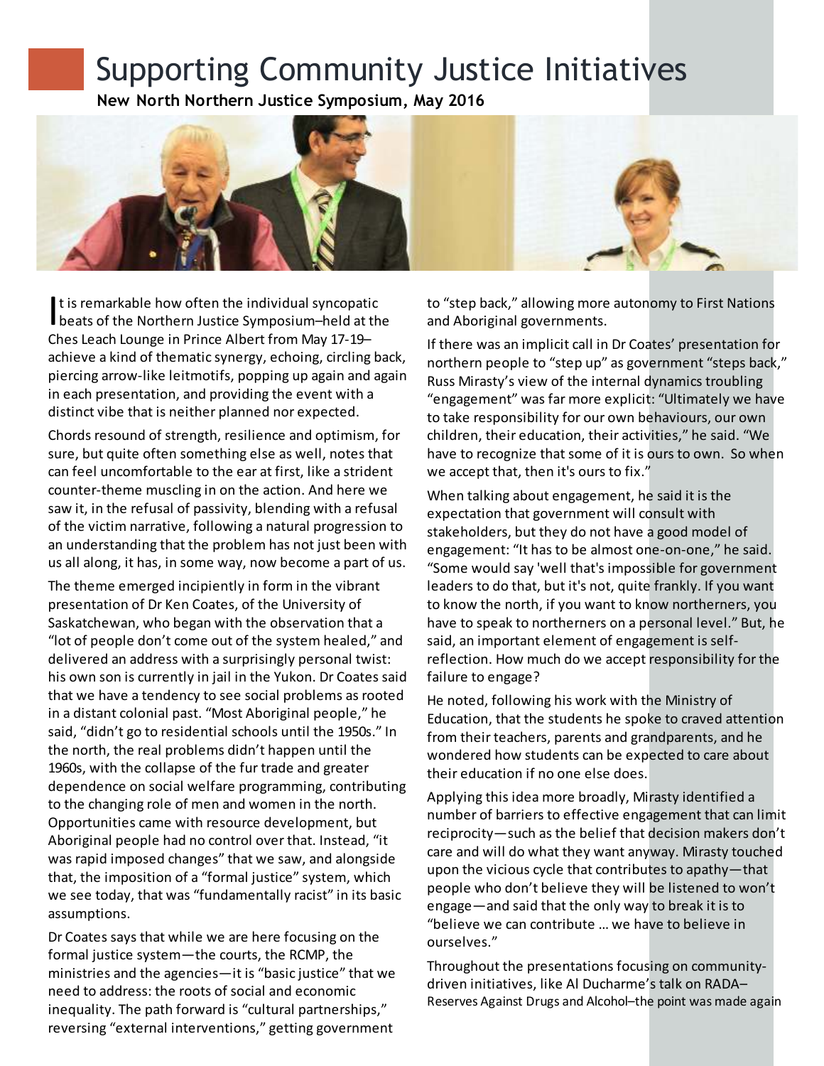# Supporting Community Justice Initiatives

**New North Northern Justice Symposium, May 2016**

It is remarkable how often the individual syncopatic beats of the Northern Justice Symposium–held at the Ches Leach Lounge in Prince Albert from May 17-19–achieve a kind of thematic synergy, echoing, circling back, piercing arrow-like leitmotifs, popping up again and again in each presentation, and providing the event with a distinct vibe that is neither planned nor expected.

Chords resound of strength, resilience and optimism, for sure, but quite often something else as well, notes that can feel uncomfortable to the ear at first, like a strident counter-theme muscling in on the action. And here we saw it, in the refusal of passivity, blending with a refusal of the victim narrative, following a natural progression to an understanding that the problem has not just been with us all along, it has, in some way, now become a part of us.

The theme emerged incipiently in form in the vibrant presentation of Dr Ken Coates, of the University of Saskatchewan, who began with the observation that a "lot of people don't come out of the system healed," and delivered an address with a surprisingly personal twist: his own son is currently in jail in the Yukon. Dr Coates said that we have a tendency to see social problems as rooted in a distant colonial past. "Most Aboriginal people," he said, "didn't go to residential schools until the 1950s." In the north, the real problems didn't happen until the 1960s, with the collapse of the fur trade and greater dependence on social welfare programming, contributing to the changing role of men and women in the north. Opportunities came with resource development, but Aboriginal people had no control over that. Instead, "it was rapid imposed changes" that we saw, and alongside that, the imposition of a "formal justice" system, which we see today, that was "fundamentally racist" in its basic assumptions.

Dr Coates says that while we are here focusing on the formal justice system—the courts, the RCMP, the ministries and the agencies—it is "basic justice" that we need to address: the roots of social and economic inequality. The path forward is "cultural partnerships," reversing "external interventions," getting government to "step back," allowing more autonomy to First Nations and Aboriginal governments.

If there was an implicit call in Dr Coates' presentation for northern people to "step up" as government "steps back," Russ Mirasty's view of the internal dynamics troubling "engagement" was far more explicit: "Ultimately we have to take responsibility for our own behaviours, our own children, their education, their activities," he said. "We have to recognize that some of it is ours to own. So when we accept that, then it's ours to fix."

When talking about engagement, he said it is the expectation that government will consult with stakeholders, but they do not have a good model of engagement: "It has to be almost one-on-one," he said. "Some would say 'well that's impossible for government leaders to do that, but it's not, quite frankly. If you want to know the north, if you want to know northerners, you have to speak to northerners on a personal level." But, he said, an important element of engagement is self-reflection. How much do we accept responsibility for the failure to engage?

He noted, following his work with the Ministry of Education, that the students he spoke to craved attention from their teachers, parents and grandparents, and he wondered how students can be expected to care about their education if no one else does.

Applying this idea more broadly, Mirasty identified a number of barriers to effective engagement that can limit reciprocity—such as the belief that decision makers don't care and will do what they want anyway. Mirasty touched upon the vicious cycle that contributes to apathy—that people who don't believe they will be listened to won't engage—and said that the only way to break it is to "believe we can contribute … we have to believe in ourselves."

Throughout the presentations focusing on community-driven initiatives, like Al Ducharme's talk on RADA–Reserves Against Drugs and Alcohol–the point was made again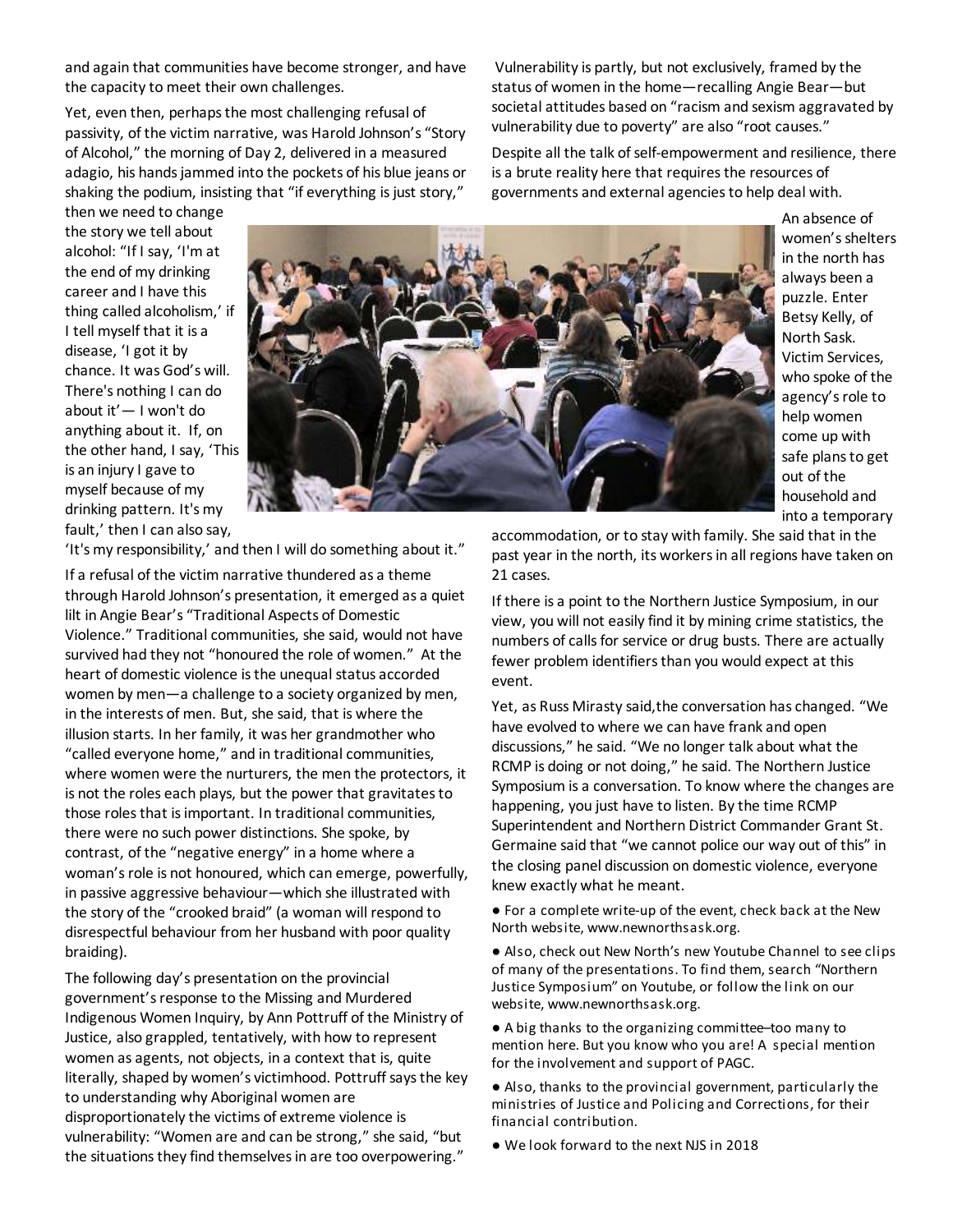and again that communities have become stronger, and have the capacity to meet their own challenges.

Yet, even then, perhaps the most challenging refusal of passivity, of the victim narrative, was Harold Johnson's "Story of Alcohol," the morning of Day 2, delivered in a measured adagio, his hands jammed into the pockets of his blue jeans or shaking the podium, insisting that "if everything is just story," then we need to change the story we tell about alcohol: "If I say, 'I'm at the end of my drinking career and I have this thing called alcoholism,' if I tell myself that it is a disease, 'I got it by chance. It was God's will. There's nothing I can do about it'— I won't do anything about it. If, on the other hand, I say, 'This is an injury I gave to myself because of my drinking pattern. It's my fault,' then I can also say, 'It's my responsibility,' and then I will do something about it."

If a refusal of the victim narrative thundered as a theme through Harold Johnson's presentation, it emerged as a quiet lilt in Angie Bear's "Traditional Aspects of Domestic Violence." Traditional communities, she said, would not have survived had they not "honoured the role of women." At the heart of domestic violence is the unequal status accorded women by men—a challenge to a society organized by men, in the interests of men. But, she said, that is where the illusion starts. In her family, it was her grandmother who "called everyone home," and in traditional communities, where women were the nurturers, the men the protectors, it is not the roles each plays, but the power that gravitates to those roles that is important. In traditional communities, there were no such power distinctions. She spoke, by contrast, of the "negative energy" in a home where a woman's role is not honoured, which can emerge, powerfully, in passive aggressive behaviour—which she illustrated with the story of the "crooked braid" (a woman will respond to disrespectful behaviour from her husband with poor quality braiding).

The following day's presentation on the provincial government's response to the Missing and Murdered Indigenous Women Inquiry, by Ann Pottruff of the Ministry of Justice, also grappled, tentatively, with how to represent women as agents, not objects, in a context that is, quite literally, shaped by women's victimhood. Pottruff says the key to understanding why Aboriginal women are disproportionately the victims of extreme violence is vulnerability: "Women are and can be strong," she said, "but the situations they find themselves in are too overpowering."

Vulnerability is partly, but not exclusively, framed by the status of women in the home—recalling Angie Bear—but societal attitudes based on "racism and sexism aggravated by vulnerability due to poverty" are also "root causes."

Despite all the talk of self-empowerment and resilience, there is a brute reality here that requires the resources of governments and external agencies to help deal with.

An absence of women's shelters in the north has always been a puzzle. Enter Betsy Kelly, of North Sask. Victim Services, who spoke of the agency's role to help women come up with safe plans to get out of the household and into a temporary accommodation, or to stay with family. She said that in the past year in the north, its workers in all regions have taken on 21 cases.

If there is a point to the Northern Justice Symposium, in our view, you will not easily find it by mining crime statistics, the numbers of calls for service or drug busts. There are actually fewer problem identifiers than you would expect at this event.

Yet, as Russ Mirasty said,the conversation has changed. "We have evolved to where we can have frank and open discussions," he said. "We no longer talk about what the RCMP is doing or not doing," he said. The Northern Justice Symposium is a conversation. To know where the changes are happening, you just have to listen. By the time RCMP Superintendent and Northern District Commander Grant St. Germaine said that "we cannot police our way out of this" in the closing panel discussion on domestic violence, everyone knew exactly what he meant.

- For a complete write-up of the event, check back at the New North website, www.newnorthsask.org.
- Also, check out New North's new Youtube Channel to see clips of many of the presentations. To find them, search "Northern Justice Symposium" on Youtube, or follow the link on our website, www.newnorthsask.org.
- A big thanks to the organizing committee–too many to mention here. But you know who you are! A special mention for the involvement and support of PAGC.
- Also, thanks to the provincial government, particularly the ministries of Justice and Policing and Corrections, for their financial contribution.
- We look forward to the next NJS in 2018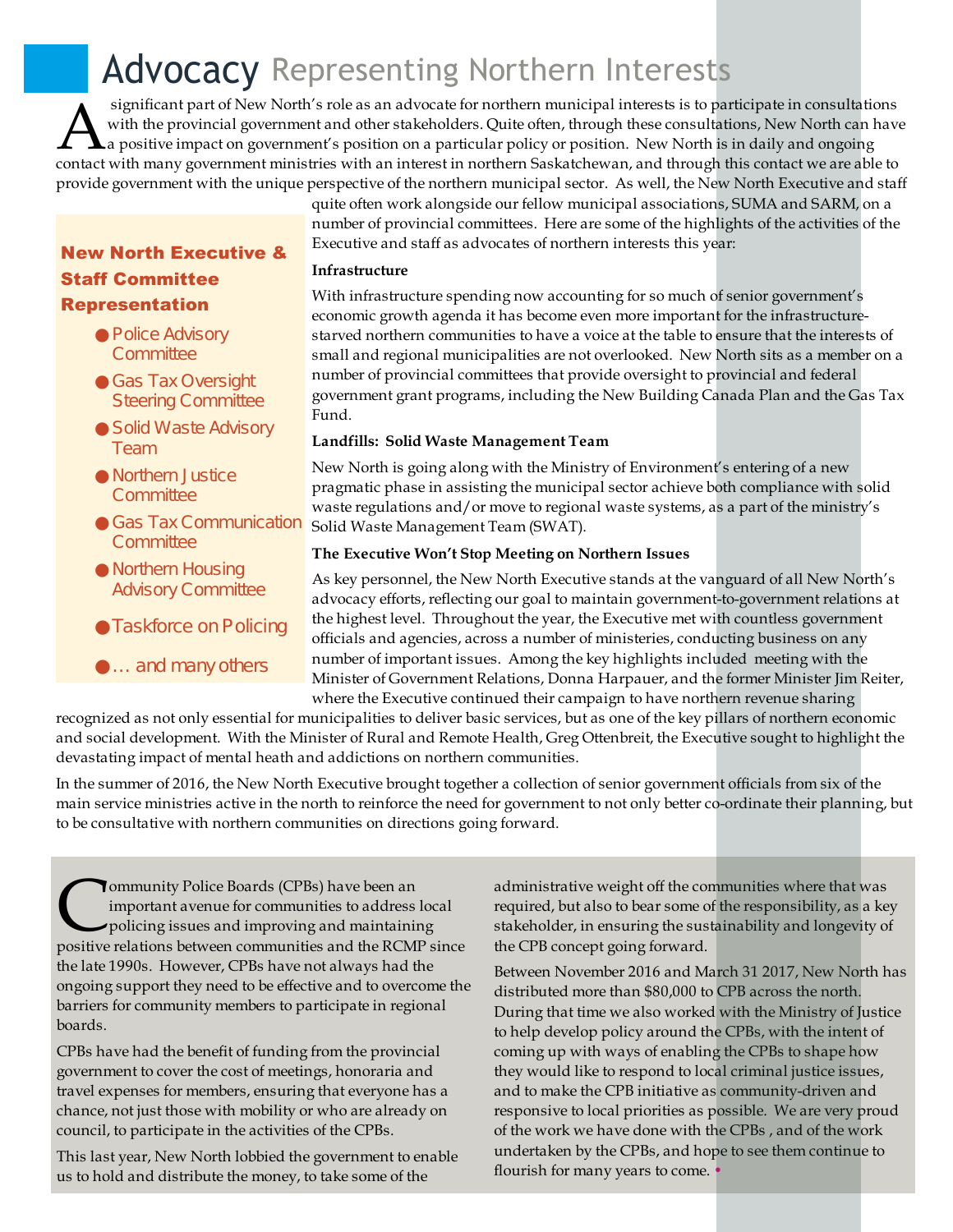# Advocacy Representing Northern Interests

A significant part of New North's role as an advocate for northern municipal interests is to participate in consultations with the provincial government and other stakeholders. Quite often, through these consultations, New North can have a positive impact on government's position on a particular policy or position. New North is in daily and ongoing contact with many government ministries with an interest in northern Saskatchewan, and through this contact we are able to provide government with the unique perspective of the northern municipal sector. As well, the New North Executive and staff quite often work alongside our fellow municipal associations, SUMA and SARM, on a number of provincial committees. Here are some of the highlights of the activities of the Executive and staff as advocates of northern interests this year:

**New North Executive & Staff Committee Representation**

- Police Advisory Committee
- Gas Tax Oversight Steering Committee
- Solid Waste Advisory Team
- Northern Justice Committee
- Gas Tax Communication Committee
- Northern Housing Advisory Committee
- Taskforce on Policing
- … and many others

**Infrastructure**

With infrastructure spending now accounting for so much of senior government's economic growth agenda it has become even more important for the infrastructure-starved northern communities to have a voice at the table to ensure that the interests of small and regional municipalities are not overlooked. New North sits as a member on a number of provincial committees that provide oversight to provincial and federal government grant programs, including the New Building Canada Plan and the Gas Tax Fund.

**Landfills: Solid Waste Management Team**

New North is going along with the Ministry of Environment's entering of a new pragmatic phase in assisting the municipal sector achieve both compliance with solid waste regulations and/or move to regional waste systems, as a part of the ministry's Solid Waste Management Team (SWAT).

**The Executive Won't Stop Meeting on Northern Issues**

As key personnel, the New North Executive stands at the vanguard of all New North's advocacy efforts, reflecting our goal to maintain government-to-government relations at the highest level. Throughout the year, the Executive met with countless government officials and agencies, across a number of ministeries, conducting business on any number of important issues. Among the key highlights included meeting with the Minister of Government Relations, Donna Harpauer, and the former Minister Jim Reiter, where the Executive continued their campaign to have northern revenue sharing recognized as not only essential for municipalities to deliver basic services, but as one of the key pillars of northern economic and social development. With the Minister of Rural and Remote Health, Greg Ottenbreit, the Executive sought to highlight the devastating impact of mental heath and addictions on northern communities.

In the summer of 2016, the New North Executive brought together a collection of senior government officials from six of the main service ministries active in the north to reinforce the need for government to not only better co-ordinate their planning, but to be consultative with northern communities on directions going forward.

Community Police Boards (CPBs) have been an important avenue for communities to address local policing issues and improving and maintaining positive relations between communities and the RCMP since the late 1990s. However, CPBs have not always had the ongoing support they need to be effective and to overcome the barriers for community members to participate in regional boards.

CPBs have had the benefit of funding from the provincial government to cover the cost of meetings, honoraria and travel expenses for members, ensuring that everyone has a chance, not just those with mobility or who are already on council, to participate in the activities of the CPBs.

This last year, New North lobbied the government to enable us to hold and distribute the money, to take some of the administrative weight off the communities where that was required, but also to bear some of the responsibility, as a key stakeholder, in ensuring the sustainability and longevity of the CPB concept going forward.

Between November 2016 and March 31 2017, New North has distributed more than $80,000 to CPB across the north. During that time we also worked with the Ministry of Justice to help develop policy around the CPBs, with the intent of coming up with ways of enabling the CPBs to shape how they would like to respond to local criminal justice issues, and to make the CPB initiative as community-driven and responsive to local priorities as possible. We are very proud of the work we have done with the CPBs , and of the work undertaken by the CPBs, and hope to see them continue to flourish for many years to come. •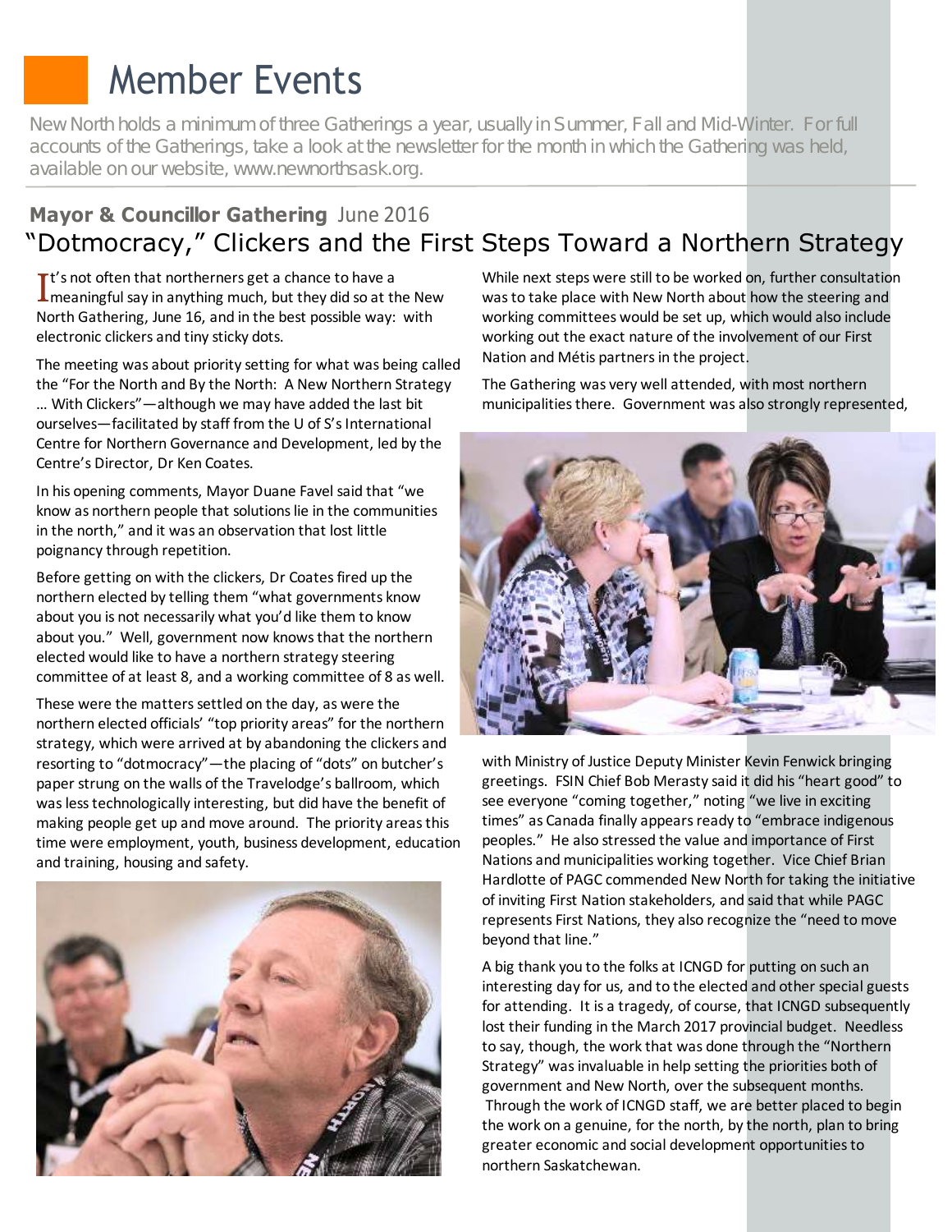# Member Events

New North holds a minimum of three Gatherings a year, usually in Summer, Fall and Mid-Winter. For full accounts of the Gatherings, take a look at the newsletter for the month in which the Gathering was held, available on our website, www.newnorthsask.org.

## Mayor & Councillor Gathering June 2016

## "Dotmocracy," Clickers and the First Steps Toward a Northern Strategy

It's not often that northerners get a chance to have a meaningful say in anything much, but they did so at the New North Gathering, June 16, and in the best possible way: with electronic clickers and tiny sticky dots.

The meeting was about priority setting for what was being called the "For the North and By the North: A New Northern Strategy … With Clickers"—although we may have added the last bit ourselves—facilitated by staff from the U of S's International Centre for Northern Governance and Development, led by the Centre's Director, Dr Ken Coates.

In his opening comments, Mayor Duane Favel said that "we know as northern people that solutions lie in the communities in the north," and it was an observation that lost little poignancy through repetition.

Before getting on with the clickers, Dr Coates fired up the northern elected by telling them "what governments know about you is not necessarily what you'd like them to know about you." Well, government now knows that the northern elected would like to have a northern strategy steering committee of at least 8, and a working committee of 8 as well.

These were the matters settled on the day, as were the northern elected officials' "top priority areas" for the northern strategy, which were arrived at by abandoning the clickers and resorting to "dotmocracy"—the placing of "dots" on butcher's paper strung on the walls of the Travelodge's ballroom, which was less technologically interesting, but did have the benefit of making people get up and move around. The priority areas this time were employment, youth, business development, education and training, housing and safety.

While next steps were still to be worked on, further consultation was to take place with New North about how the steering and working committees would be set up, which would also include working out the exact nature of the involvement of our First Nation and Métis partners in the project.

The Gathering was very well attended, with most northern municipalities there. Government was also strongly represented, with Ministry of Justice Deputy Minister Kevin Fenwick bringing greetings. FSIN Chief Bob Merasty said it did his "heart good" to see everyone "coming together," noting "we live in exciting times" as Canada finally appears ready to "embrace indigenous peoples." He also stressed the value and importance of First Nations and municipalities working together. Vice Chief Brian Hardlotte of PAGC commended New North for taking the initiative of inviting First Nation stakeholders, and said that while PAGC represents First Nations, they also recognize the "need to move beyond that line."

A big thank you to the folks at ICNGD for putting on such an interesting day for us, and to the elected and other special guests for attending. It is a tragedy, of course, that ICNGD subsequently lost their funding in the March 2017 provincial budget. Needless to say, though, the work that was done through the "Northern Strategy" was invaluable in help setting the priorities both of government and New North, over the subsequent months. Through the work of ICNGD staff, we are better placed to begin the work on a genuine, for the north, by the north, plan to bring greater economic and social development opportunities to northern Saskatchewan.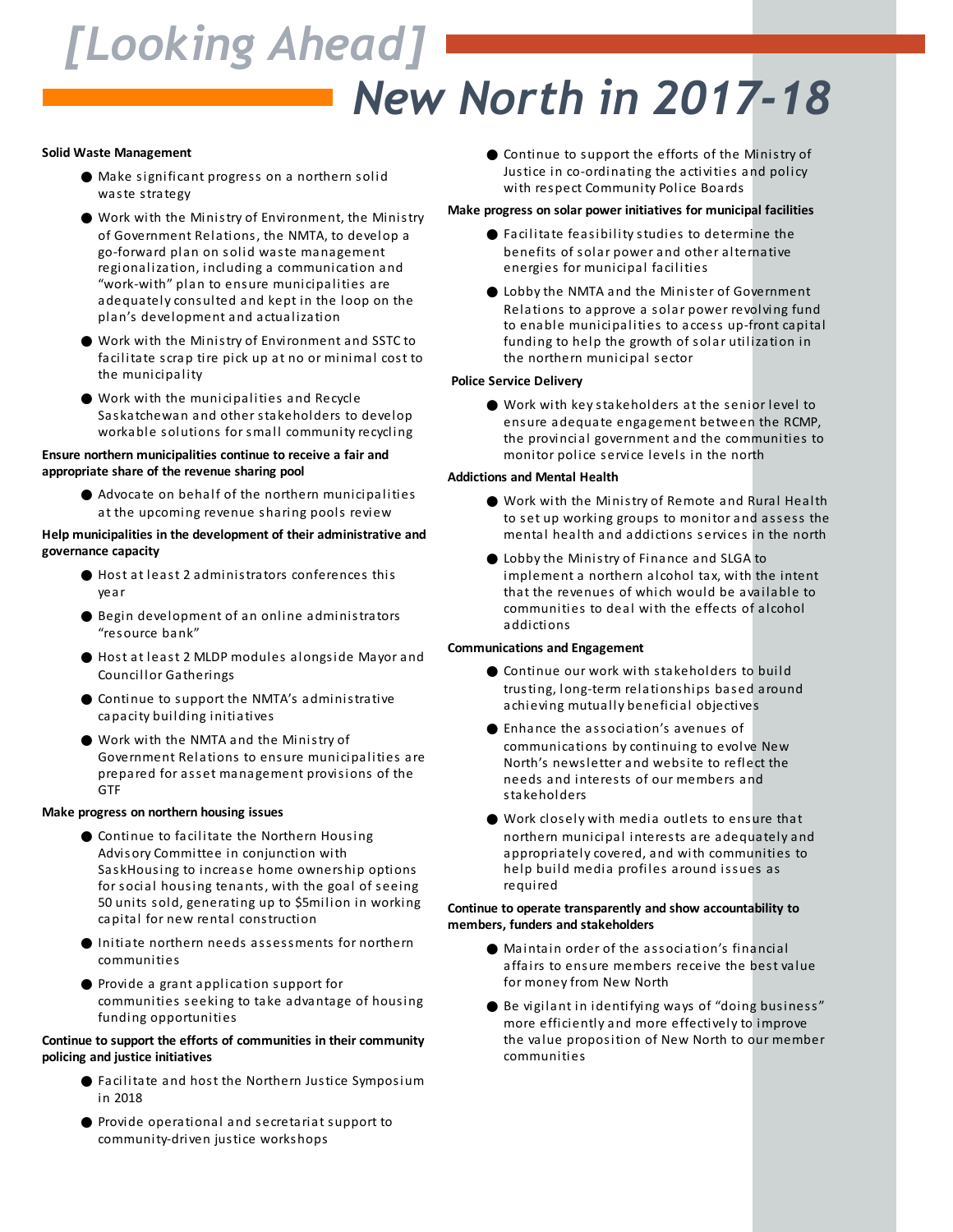# [Looking Ahead] New North in 2017-18

**Solid Waste Management**

- Make significant progress on a northern solid waste strategy
- Work with the Ministry of Environment, the Ministry of Government Relations, the NMTA, to develop a go-forward plan on solid waste management regionalization, including a communication and "work-with" plan to ensure municipalities are adequately consulted and kept in the loop on the plan's development and actualization
- Work with the Ministry of Environment and SSTC to facilitate scrap tire pick up at no or minimal cost to the municipality
- Work with the municipalities and Recycle Saskatchewan and other stakeholders to develop workable solutions for small community recycling

**Ensure northern municipalities continue to receive a fair and appropriate share of the revenue sharing pool**

- Advocate on behalf of the northern municipalities at the upcoming revenue sharing pools review

**Help municipalities in the development of their administrative and governance capacity**

- Host at least 2 administrators conferences this year
- Begin development of an online administrators "resource bank"
- Host at least 2 MLDP modules alongside Mayor and Councillor Gatherings
- Continue to support the NMTA's administrative capacity building initiatives
- Work with the NMTA and the Ministry of Government Relations to ensure municipalities are prepared for asset management provisions of the GTF

**Make progress on northern housing issues**

- Continue to facilitate the Northern Housing Advisory Committee in conjunction with SaskHousing to increase home ownership options for social housing tenants, with the goal of seeing 50 units sold, generating up to $5milion in working capital for new rental construction
- Initiate northern needs assessments for northern communities
- Provide a grant application support for communities seeking to take advantage of housing funding opportunities

**Continue to support the efforts of communities in their community policing and justice initiatives**

- Facilitate and host the Northern Justice Symposium in 2018
- Provide operational and secretariat support to community-driven justice workshops
- Continue to support the efforts of the Ministry of Justice in co-ordinating the activities and policy with respect Community Police Boards

**Make progress on solar power initiatives for municipal facilities**

- Facilitate feasibility studies to determine the benefits of solar power and other alternative energies for municipal facilities
- Lobby the NMTA and the Minister of Government Relations to approve a solar power revolving fund to enable municipalities to access up-front capital funding to help the growth of solar utilization in the northern municipal sector

**Police Service Delivery**

- Work with key stakeholders at the senior level to ensure adequate engagement between the RCMP, the provincial government and the communities to monitor police service levels in the north

**Addictions and Mental Health**

- Work with the Ministry of Remote and Rural Health to set up working groups to monitor and assess the mental health and addictions services in the north
- Lobby the Ministry of Finance and SLGA to implement a northern alcohol tax, with the intent that the revenues of which would be available to communities to deal with the effects of alcohol addictions

**Communications and Engagement**

- Continue our work with stakeholders to build trusting, long-term relationships based around achieving mutually beneficial objectives
- Enhance the association's avenues of communications by continuing to evolve New North's newsletter and website to reflect the needs and interests of our members and stakeholders
- Work closely with media outlets to ensure that northern municipal interests are adequately and appropriately covered, and with communities to help build media profiles around issues as required

**Continue to operate transparently and show accountability to members, funders and stakeholders**

- Maintain order of the association's financial affairs to ensure members receive the best value for money from New North
- Be vigilant in identifying ways of "doing business" more efficiently and more effectively to improve the value proposition of New North to our member communities